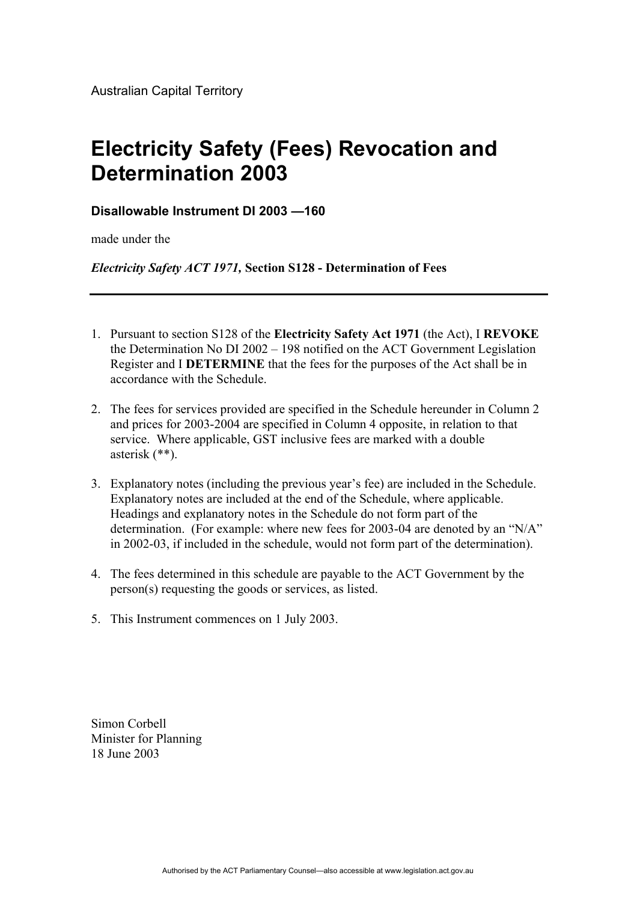Australian Capital Territory

# Electricity Safety (Fees) Revocation and Determination 2003

**Disallowable Instrument DI 2003 —160**

made under the

***Electricity Safety ACT 1971,* Section S128 - Determination of Fees**

---

1. Pursuant to section S128 of the **Electricity Safety Act 1971** (the Act), I **REVOKE** the Determination No DI 2002 – 198 notified on the ACT Government Legislation Register and I **DETERMINE** that the fees for the purposes of the Act shall be in accordance with the Schedule.

2. The fees for services provided are specified in the Schedule hereunder in Column 2 and prices for 2003-2004 are specified in Column 4 opposite, in relation to that service. Where applicable, GST inclusive fees are marked with a double asterisk (**).

3. Explanatory notes (including the previous year's fee) are included in the Schedule. Explanatory notes are included at the end of the Schedule, where applicable. Headings and explanatory notes in the Schedule do not form part of the determination. (For example: where new fees for 2003-04 are denoted by an "N/A" in 2002-03, if included in the schedule, would not form part of the determination).

4. The fees determined in this schedule are payable to the ACT Government by the person(s) requesting the goods or services, as listed.

5. This Instrument commences on 1 July 2003.

Simon Corbell
Minister for Planning
18 June 2003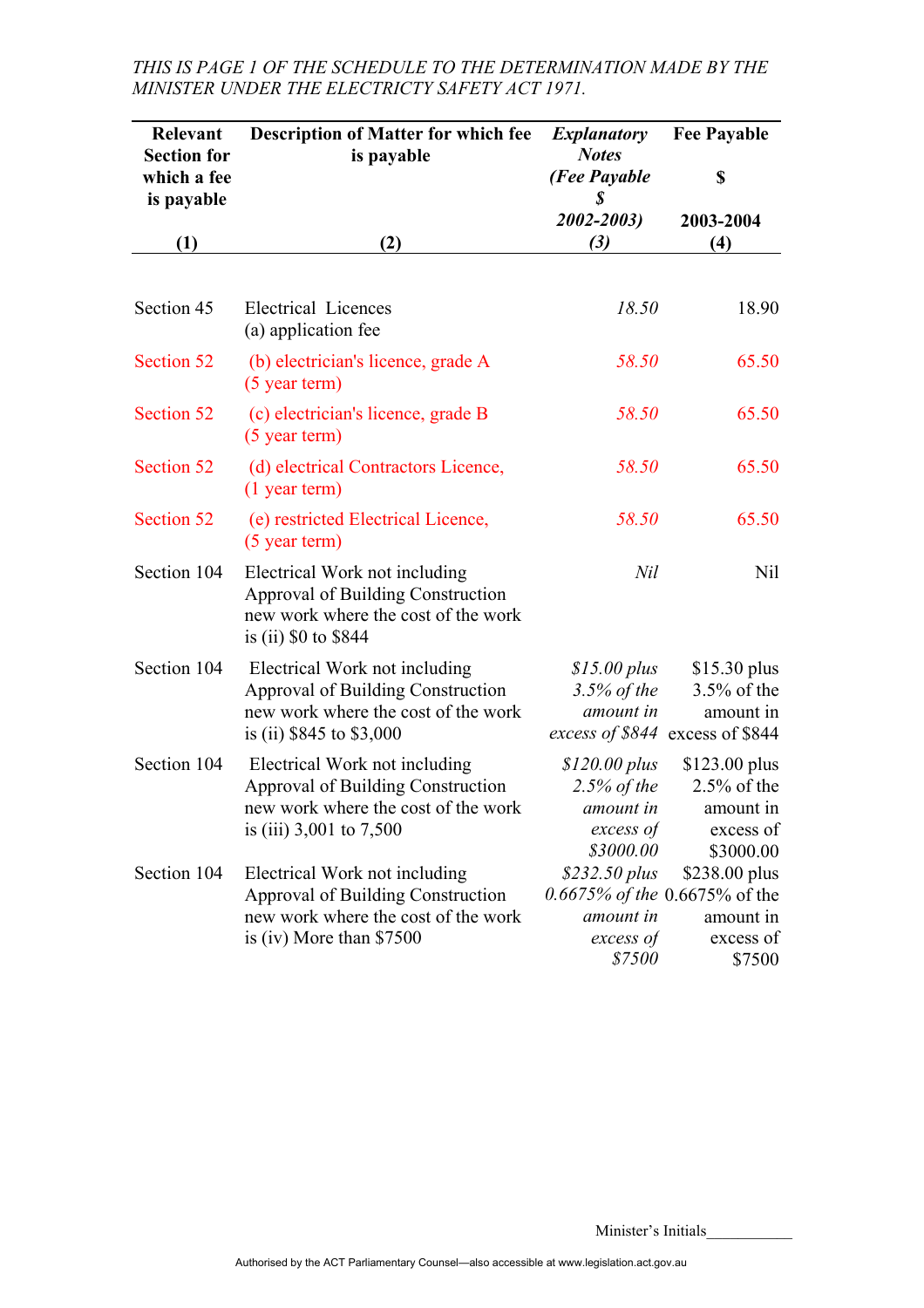*THIS IS PAGE 1 OF THE SCHEDULE TO THE DETERMINATION MADE BY THE MINISTER UNDER THE ELECTRICTY SAFETY ACT 1971.*

| **Relevant Section for which a fee is payable** | **Description of Matter for which fee is payable** | ***Explanatory Notes (Fee Payable $ 2002-2003)*** | **Fee Payable $ 2003-2004** |
|---|---|---|---|
| **(1)** | **(2)** | ***(3)*** | **(4)** |
| Section 45 | Electrical Licences (a) application fee | *18.50* | 18.90 |
| Section 52 | (b) electrician's licence, grade A (5 year term) | *58.50* | 65.50 |
| Section 52 | (c) electrician's licence, grade B (5 year term) | *58.50* | 65.50 |
| Section 52 | (d) electrical Contractors Licence, (1 year term) | *58.50* | 65.50 |
| Section 52 | (e) restricted Electrical Licence, (5 year term) | *58.50* | 65.50 |
| Section 104 | Electrical Work not including Approval of Building Construction new work where the cost of the work is (ii) $0 to $844 | *Nil* | Nil |
| Section 104 | Electrical Work not including Approval of Building Construction new work where the cost of the work is (ii) $845 to $3,000 | *$15.00 plus 3.5% of the amount in excess of $844* | $15.30 plus 3.5% of the amount in excess of $844 |
| Section 104 | Electrical Work not including Approval of Building Construction new work where the cost of the work is (iii) 3,001 to 7,500 | *$120.00 plus 2.5% of the amount in excess of $3000.00* | $123.00 plus 2.5% of the amount in excess of $3000.00 |
| Section 104 | Electrical Work not including Approval of Building Construction new work where the cost of the work is (iv) More than $7500 | *$232.50 plus 0.6675% of the amount in excess of $7500* | $238.00 plus 0.6675% of the amount in excess of $7500 |

Minister's Initials___________